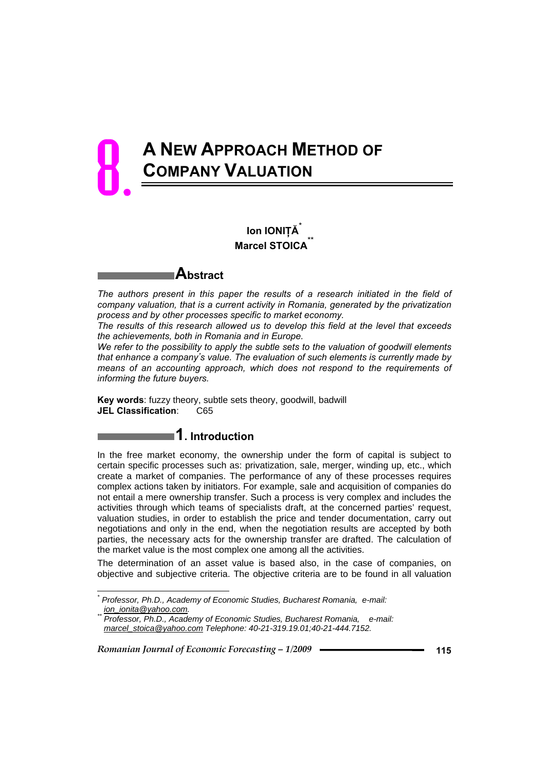# 8. A NEW APPROACH METHOD OF COMPANY VALUATION

**Ion IONIȚĂ**[*]
**Marcel STOICA**[**]

## Abstract

*The authors present in this paper the results of a research initiated in the field of company valuation, that is a current activity in Romania, generated by the privatization process and by other processes specific to market economy.*

*The results of this research allowed us to develop this field at the level that exceeds the achievements, both in Romania and in Europe.*

*We refer to the possibility to apply the subtle sets to the valuation of goodwill elements that enhance a company's value. The evaluation of such elements is currently made by means of an accounting approach, which does not respond to the requirements of informing the future buyers.*

**Key words**: fuzzy theory, subtle sets theory, goodwill, badwill
**JEL Classification**: C65

## 1. Introduction

In the free market economy, the ownership under the form of capital is subject to certain specific processes such as: privatization, sale, merger, winding up, etc., which create a market of companies. The performance of any of these processes requires complex actions taken by initiators. For example, sale and acquisition of companies do not entail a mere ownership transfer. Such a process is very complex and includes the activities through which teams of specialists draft, at the concerned parties' request, valuation studies, in order to establish the price and tender documentation, carry out negotiations and only in the end, when the negotiation results are accepted by both parties, the necessary acts for the ownership transfer are drafted. The calculation of the market value is the most complex one among all the activities.

The determination of an asset value is based also, in the case of companies, on objective and subjective criteria. The objective criteria are to be found in all valuation

---

[*] *Professor, Ph.D., Academy of Economic Studies, Bucharest Romania, e-mail: ion_ionita@yahoo.com.*

[**] *Professor, Ph.D., Academy of Economic Studies, Bucharest Romania, e-mail: marcel_stoica@yahoo.com Telephone: 40-21-319.19.01;40-21-444.7152.*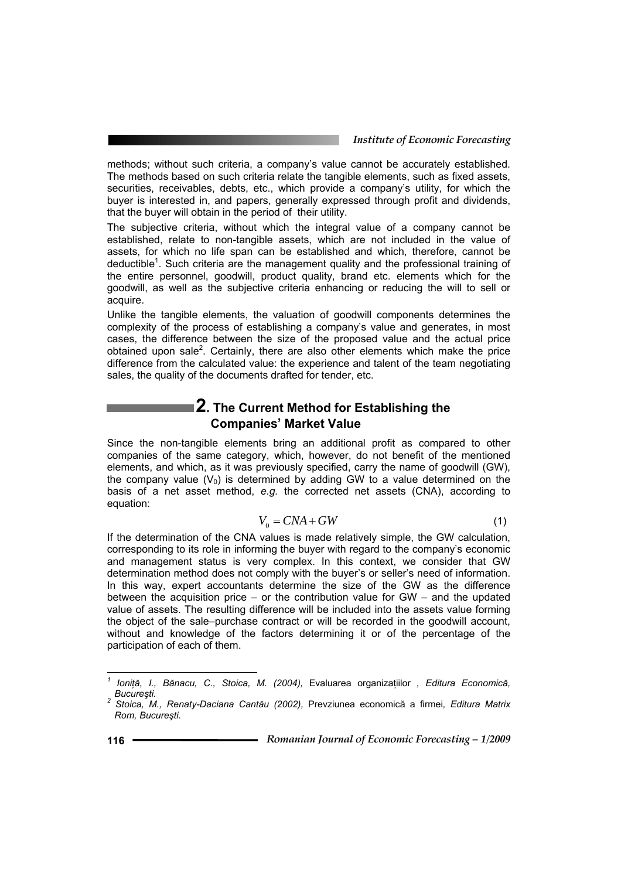methods; without such criteria, a company's value cannot be accurately established. The methods based on such criteria relate the tangible elements, such as fixed assets, securities, receivables, debts, etc., which provide a company's utility, for which the buyer is interested in, and papers, generally expressed through profit and dividends, that the buyer will obtain in the period of their utility.

The subjective criteria, without which the integral value of a company cannot be established, relate to non-tangible assets, which are not included in the value of assets, for which no life span can be established and which, therefore, cannot be deductible[1]. Such criteria are the management quality and the professional training of the entire personnel, goodwill, product quality, brand etc. elements which for the goodwill, as well as the subjective criteria enhancing or reducing the will to sell or acquire.

Unlike the tangible elements, the valuation of goodwill components determines the complexity of the process of establishing a company's value and generates, in most cases, the difference between the size of the proposed value and the actual price obtained upon sale[2]. Certainly, there are also other elements which make the price difference from the calculated value: the experience and talent of the team negotiating sales, the quality of the documents drafted for tender, etc.

## 2. The Current Method for Establishing the Companies' Market Value

Since the non-tangible elements bring an additional profit as compared to other companies of the same category, which, however, do not benefit of the mentioned elements, and which, as it was previously specified, carry the name of goodwill (GW), the company value ($V_0$) is determined by adding GW to a value determined on the basis of a net asset method, *e.g.* the corrected net assets (CNA), according to equation:

$$V_0 = CNA + GW \tag{1}$$

If the determination of the CNA values is made relatively simple, the GW calculation, corresponding to its role in informing the buyer with regard to the company's economic and management status is very complex. In this context, we consider that GW determination method does not comply with the buyer's or seller's need of information. In this way, expert accountants determine the size of the GW as the difference between the acquisition price – or the contribution value for GW – and the updated value of assets. The resulting difference will be included into the assets value forming the object of the sale–purchase contract or will be recorded in the goodwill account, without and knowledge of the factors determining it or of the percentage of the participation of each of them.

---

[1] *Ioniță, I., Bănacu, C., Stoica, M. (2004),* Evaluarea organizațiilor *, Editura Economică, Bucureşti.*

[2] *Stoica, M., Renaty-Daciana Cantău (2002),* Prevziunea economică a firmei*, Editura Matrix Rom, Bucureşti.*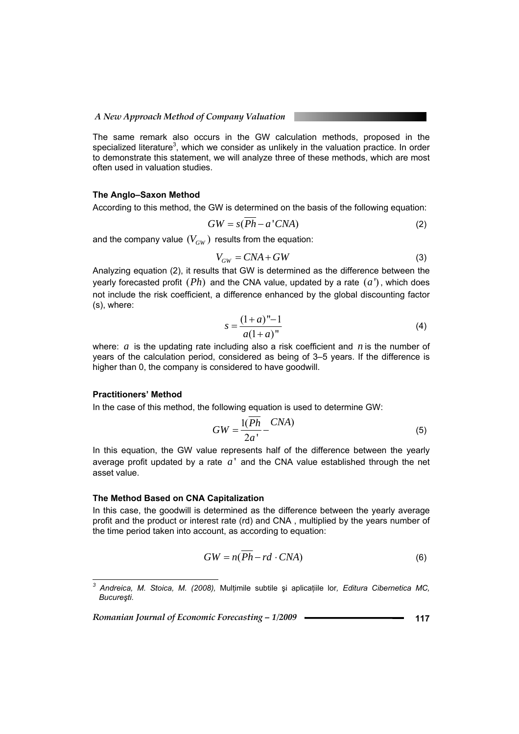The same remark also occurs in the GW calculation methods, proposed in the specialized literature[3], which we consider as unlikely in the valuation practice. In order to demonstrate this statement, we will analyze three of these methods, which are most often used in valuation studies.

**The Anglo–Saxon Method**

According to this method, the GW is determined on the basis of the following equation:

$$GW = s(\overline{Ph} - a'CNA) \tag{2}$$

and the company value $(V_{GW})$ results from the equation:

$$V_{GW} = CNA + GW \tag{3}$$

Analyzing equation (2), it results that GW is determined as the difference between the yearly forecasted profit $(Ph)$ and the CNA value, updated by a rate $(a')$, which does not include the risk coefficient, a difference enhanced by the global discounting factor (s), where:

$$s = \frac{(1+a)^{n} - 1}{a(1+a)^{n}} \tag{4}$$

where: $a$ is the updating rate including also a risk coefficient and $n$ is the number of years of the calculation period, considered as being of 3–5 years. If the difference is higher than 0, the company is considered to have goodwill.

**Practitioners' Method**

In the case of this method, the following equation is used to determine GW:

$$GW = \frac{1(\overline{Ph}}{2a'} - \frac{CNA)}{} \tag{5}$$

In this equation, the GW value represents half of the difference between the yearly average profit updated by a rate $a'$ and the CNA value established through the net asset value.

**The Method Based on CNA Capitalization**

In this case, the goodwill is determined as the difference between the yearly average profit and the product or interest rate (rd) and CNA , multiplied by the years number of the time period taken into account, as according to equation:

$$GW = n(\overline{Ph} - rd \cdot CNA) \tag{6}$$

---

[3] *Andreica, M. Stoica, M. (2008),* Mulțimile subtile şi aplicațiile lor*, Editura Cibernetica MC, Bucureşti.*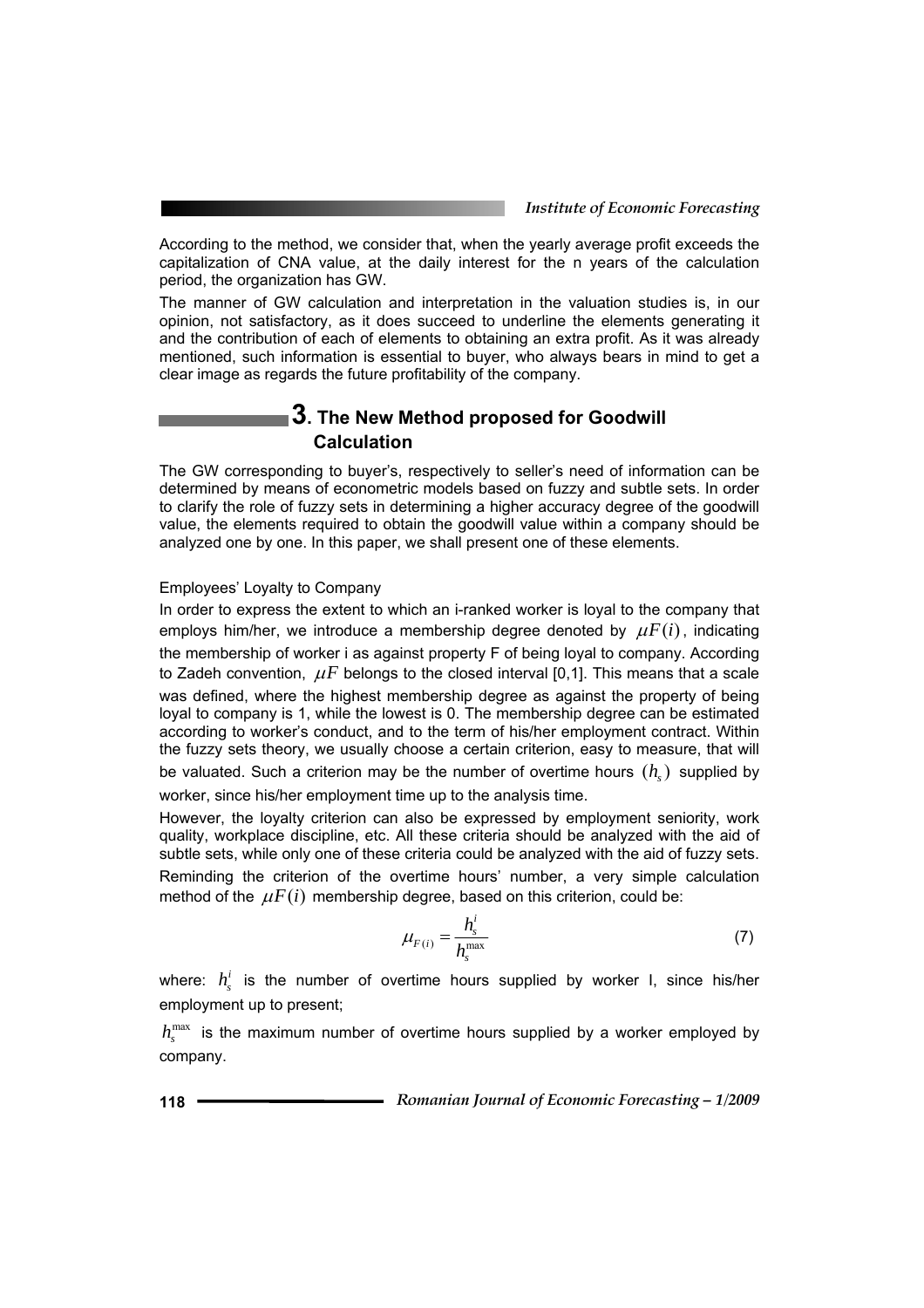According to the method, we consider that, when the yearly average profit exceeds the capitalization of CNA value, at the daily interest for the n years of the calculation period, the organization has GW.

The manner of GW calculation and interpretation in the valuation studies is, in our opinion, not satisfactory, as it does succeed to underline the elements generating it and the contribution of each of elements to obtaining an extra profit. As it was already mentioned, such information is essential to buyer, who always bears in mind to get a clear image as regards the future profitability of the company.

## 3. The New Method proposed for Goodwill Calculation

The GW corresponding to buyer's, respectively to seller's need of information can be determined by means of econometric models based on fuzzy and subtle sets. In order to clarify the role of fuzzy sets in determining a higher accuracy degree of the goodwill value, the elements required to obtain the goodwill value within a company should be analyzed one by one. In this paper, we shall present one of these elements.

Employees' Loyalty to Company

In order to express the extent to which an i-ranked worker is loyal to the company that employs him/her, we introduce a membership degree denoted by $\mu F(i)$, indicating the membership of worker i as against property F of being loyal to company. According to Zadeh convention, $\mu F$ belongs to the closed interval [0,1]. This means that a scale was defined, where the highest membership degree as against the property of being loyal to company is 1, while the lowest is 0. The membership degree can be estimated according to worker's conduct, and to the term of his/her employment contract. Within the fuzzy sets theory, we usually choose a certain criterion, easy to measure, that will be valuated. Such a criterion may be the number of overtime hours $(h_s)$ supplied by worker, since his/her employment time up to the analysis time.

However, the loyalty criterion can also be expressed by employment seniority, work quality, workplace discipline, etc. All these criteria should be analyzed with the aid of subtle sets, while only one of these criteria could be analyzed with the aid of fuzzy sets.

Reminding the criterion of the overtime hours' number, a very simple calculation method of the $\mu F(i)$ membership degree, based on this criterion, could be:

$$\mu_{F(i)} = \frac{h_s^i}{h_s^{\max}} \tag{7}$$

where: $h_s^i$ is the number of overtime hours supplied by worker I, since his/her employment up to present;

$h_s^{\max}$ is the maximum number of overtime hours supplied by a worker employed by company.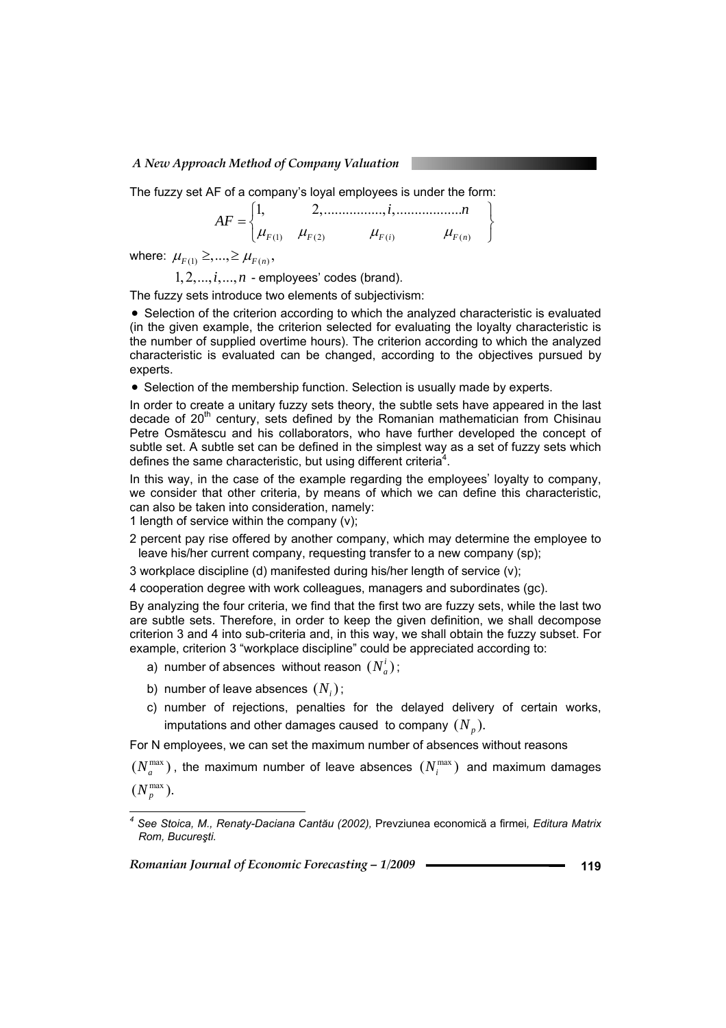The fuzzy set AF of a company's loyal employees is under the form:

$$AF = \begin{Bmatrix} 1, & 2, \ldots\ldots\ldots\ldots, i, \ldots\ldots\ldots\ldots\ldots\ldots n \\ \mu_{F(1)} & \mu_{F(2)} \qquad \mu_{F(i)} \qquad \mu_{F(n)} \end{Bmatrix}$$

where: $\mu_{F(1)} \geq, \ldots, \geq \mu_{F(n)}$,

$1, 2, \ldots, i, \ldots, n$ - employees' codes (brand).

The fuzzy sets introduce two elements of subjectivism:

- Selection of the criterion according to which the analyzed characteristic is evaluated (in the given example, the criterion selected for evaluating the loyalty characteristic is the number of supplied overtime hours). The criterion according to which the analyzed characteristic is evaluated can be changed, according to the objectives pursued by experts.
- Selection of the membership function. Selection is usually made by experts.

In order to create a unitary fuzzy sets theory, the subtle sets have appeared in the last decade of 20th century, sets defined by the Romanian mathematician from Chisinau Petre Osmătescu and his collaborators, who have further developed the concept of subtle set. A subtle set can be defined in the simplest way as a set of fuzzy sets which defines the same characteristic, but using different criteria[4].

In this way, in the case of the example regarding the employees' loyalty to company, we consider that other criteria, by means of which we can define this characteristic, can also be taken into consideration, namely:

1 length of service within the company (v);

2 percent pay rise offered by another company, which may determine the employee to leave his/her current company, requesting transfer to a new company (sp);

3 workplace discipline (d) manifested during his/her length of service (v);

4 cooperation degree with work colleagues, managers and subordinates (gc).

By analyzing the four criteria, we find that the first two are fuzzy sets, while the last two are subtle sets. Therefore, in order to keep the given definition, we shall decompose criterion 3 and 4 into sub-criteria and, in this way, we shall obtain the fuzzy subset. For example, criterion 3 "workplace discipline" could be appreciated according to:

a) number of absences without reason $(N_a^i)$;

b) number of leave absences $(N_i)$;

c) number of rejections, penalties for the delayed delivery of certain works, imputations and other damages caused to company $(N_p)$.

For N employees, we can set the maximum number of absences without reasons $(N_a^{\max})$, the maximum number of leave absences $(N_i^{\max})$ and maximum damages $(N_p^{\max})$.

---

[4] *See Stoica, M., Renaty-Daciana Cantău (2002),* Prevziunea economică a firmei*, Editura Matrix Rom, Bucureşti.*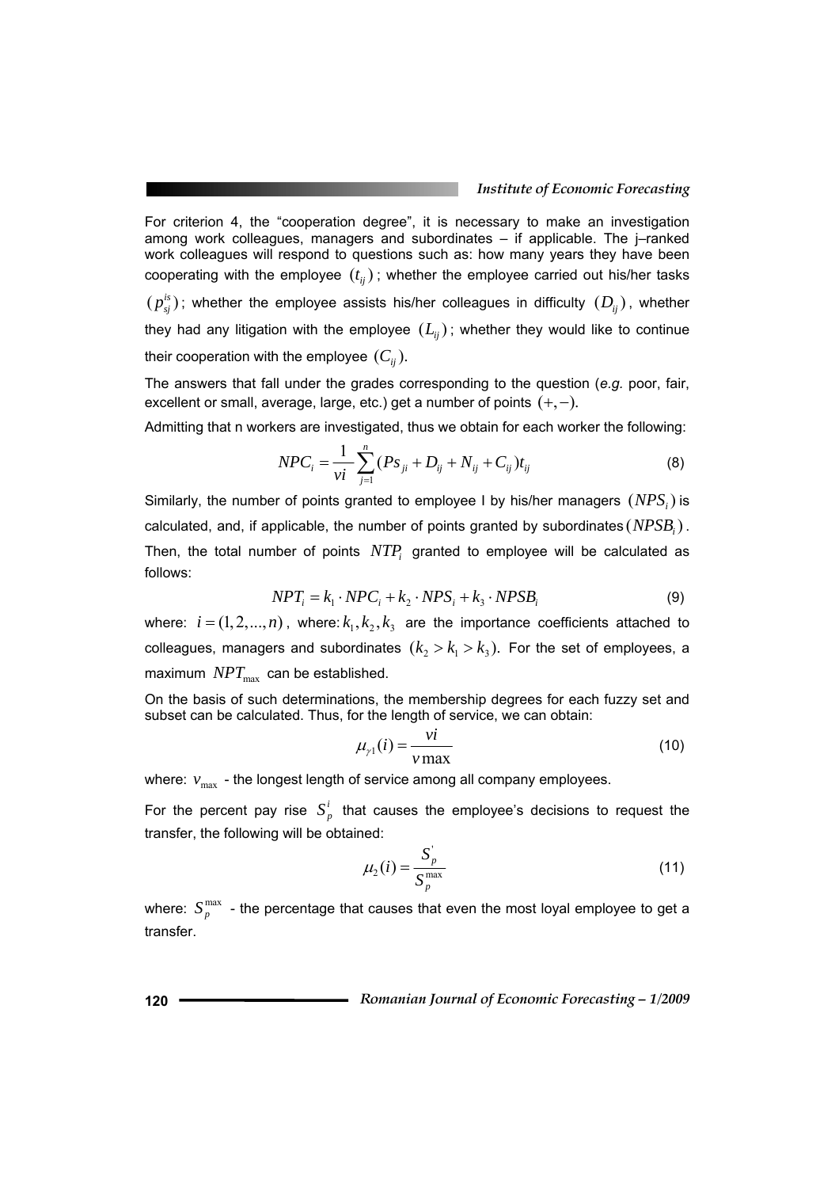For criterion 4, the "cooperation degree", it is necessary to make an investigation among work colleagues, managers and subordinates – if applicable. The j–ranked work colleagues will respond to questions such as: how many years they have been cooperating with the employee $(t_{ij})$; whether the employee carried out his/her tasks $(p_{sj}^{is})$; whether the employee assists his/her colleagues in difficulty $(D_{ij})$, whether they had any litigation with the employee $(L_{ij})$; whether they would like to continue their cooperation with the employee $(C_{ij})$.

The answers that fall under the grades corresponding to the question (*e.g.* poor, fair, excellent or small, average, large, etc.) get a number of points $(+,-)$.

Admitting that n workers are investigated, thus we obtain for each worker the following:

$$NPC_i = \frac{1}{vi}\sum_{j=1}^{n}(Ps_{ji} + D_{ij} + N_{ij} + C_{ij})t_{ij} \tag{8}$$

Similarly, the number of points granted to employee I by his/her managers $(NPS_i)$ is calculated, and, if applicable, the number of points granted by subordinates $(NPSB_i)$. Then, the total number of points $NTP_i$ granted to employee will be calculated as follows:

$$NPT_i = k_1 \cdot NPC_i + k_2 \cdot NPS_i + k_3 \cdot NPSB_i \tag{9}$$

where: $i = (1, 2, ..., n)$, where: $k_1, k_2, k_3$ are the importance coefficients attached to colleagues, managers and subordinates $(k_2 > k_1 > k_3)$. For the set of employees, a maximum $NPT_{\max}$ can be established.

On the basis of such determinations, the membership degrees for each fuzzy set and subset can be calculated. Thus, for the length of service, we can obtain:

$$\mu_{\gamma 1}(i) = \frac{vi}{v\max} \tag{10}$$

where: $v_{\max}$ - the longest length of service among all company employees.

For the percent pay rise $S_p^i$ that causes the employee's decisions to request the transfer, the following will be obtained:

$$\mu_2(i) = \frac{S_p^{'}}{S_p^{\max}} \tag{11}$$

where: $S_p^{\max}$ - the percentage that causes that even the most loyal employee to get a transfer.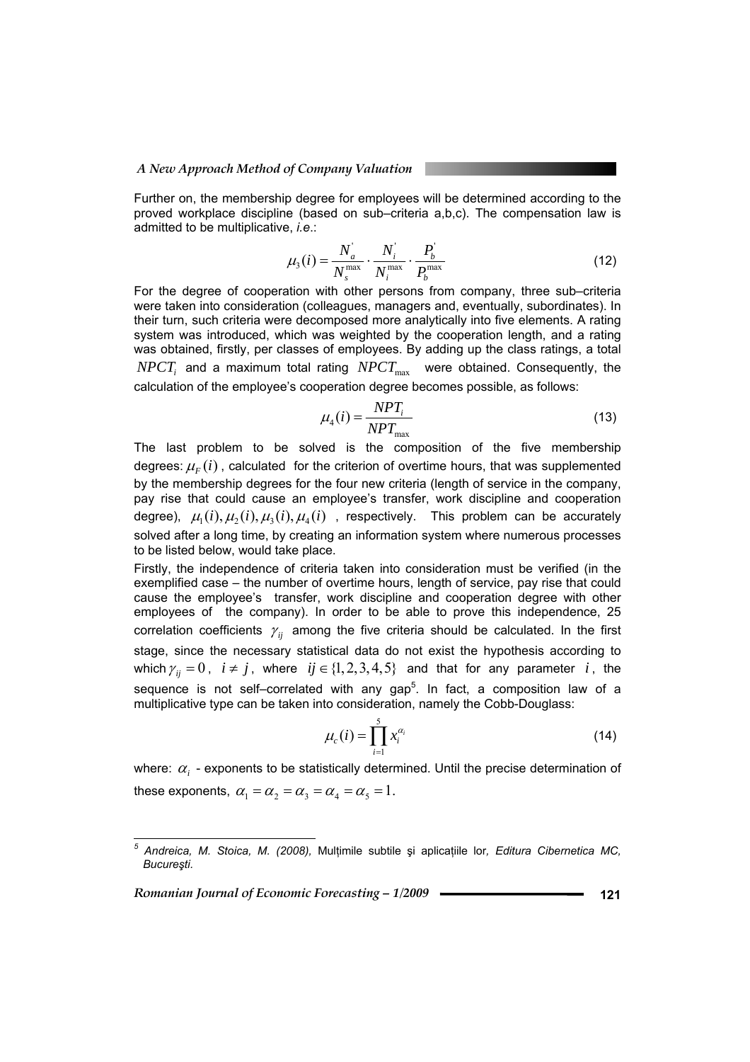Further on, the membership degree for employees will be determined according to the proved workplace discipline (based on sub–criteria a,b,c). The compensation law is admitted to be multiplicative, *i.e.*:

$$\mu_3(i) = \frac{N_a^{'}}{N_s^{\max}} \cdot \frac{N_i^{'}}{N_i^{\max}} \cdot \frac{P_b^{'}}{P_b^{\max}} \tag{12}$$

For the degree of cooperation with other persons from company, three sub–criteria were taken into consideration (colleagues, managers and, eventually, subordinates). In their turn, such criteria were decomposed more analytically into five elements. A rating system was introduced, which was weighted by the cooperation length, and a rating was obtained, firstly, per classes of employees. By adding up the class ratings, a total $NPCT_i$ and a maximum total rating $NPCT_{\max}$ were obtained. Consequently, the calculation of the employee's cooperation degree becomes possible, as follows:

$$\mu_4(i) = \frac{NPT_i}{NPT_{\max}} \tag{13}$$

The last problem to be solved is the composition of the five membership degrees: $\mu_F(i)$, calculated for the criterion of overtime hours, that was supplemented by the membership degrees for the four new criteria (length of service in the company, pay rise that could cause an employee's transfer, work discipline and cooperation degree), $\mu_1(i), \mu_2(i), \mu_3(i), \mu_4(i)$, respectively. This problem can be accurately solved after a long time, by creating an information system where numerous processes to be listed below, would take place.

Firstly, the independence of criteria taken into consideration must be verified (in the exemplified case – the number of overtime hours, length of service, pay rise that could cause the employee's transfer, work discipline and cooperation degree with other employees of the company). In order to be able to prove this independence, 25 correlation coefficients $\gamma_{ij}$ among the five criteria should be calculated. In the first stage, since the necessary statistical data do not exist the hypothesis according to which $\gamma_{ij} = 0$, $i \neq j$, where $ij \in \{1,2,3,4,5\}$ and that for any parameter $i$, the sequence is not self–correlated with any gap[5]. In fact, a composition law of a multiplicative type can be taken into consideration, namely the Cobb-Douglass:

$$\mu_c(i) = \prod_{i=1}^{5} x_i^{\alpha_i} \tag{14}$$

where: $\alpha_i$ - exponents to be statistically determined. Until the precise determination of these exponents, $\alpha_1 = \alpha_2 = \alpha_3 = \alpha_4 = \alpha_5 = 1$.

---

[5] *Andreica, M. Stoica, M. (2008),* Mulțimile subtile şi aplicațiile lor*, Editura Cibernetica MC, Bucureşti.*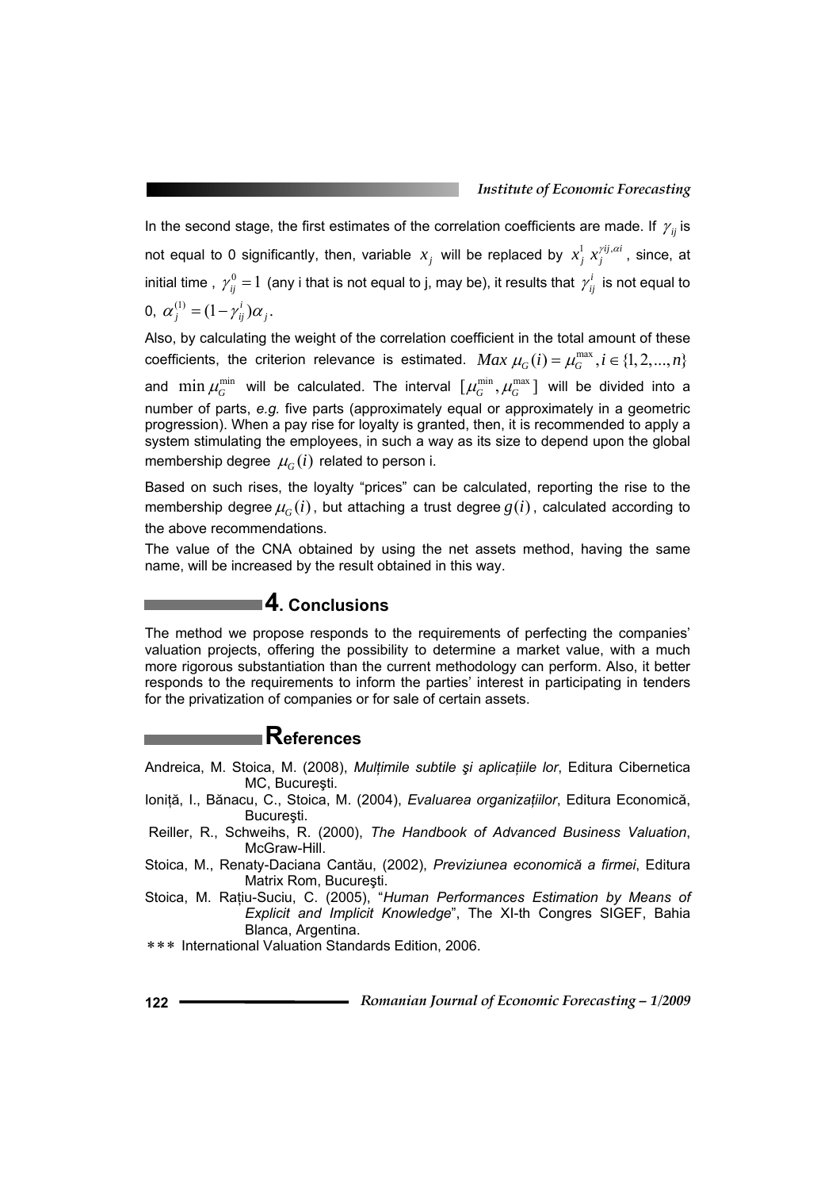In the second stage, the first estimates of the correlation coefficients are made. If $\gamma_{ij}$ is not equal to 0 significantly, then, variable $x_j$ will be replaced by $x_j^1 \, x_j^{\gamma ij,\alpha i}$, since, at initial time, $\gamma_{ij}^0 = 1$ (any i that is not equal to j, may be), it results that $\gamma_{ij}^i$ is not equal to 0, $\alpha_j^{(1)} = (1-\gamma_{ij}^i)\alpha_j$.

Also, by calculating the weight of the correlation coefficient in the total amount of these coefficients, the criterion relevance is estimated. $Max\ \mu_G(i) = \mu_G^{\max}, i \in \{1,2,...,n\}$ and $\min \mu_G^{\min}$ will be calculated. The interval $[\mu_G^{\min}, \mu_G^{\max}]$ will be divided into a number of parts, *e.g.* five parts (approximately equal or approximately in a geometric progression). When a pay rise for loyalty is granted, then, it is recommended to apply a system stimulating the employees, in such a way as its size to depend upon the global membership degree $\mu_G(i)$ related to person i.

Based on such rises, the loyalty "prices" can be calculated, reporting the rise to the membership degree $\mu_G(i)$, but attaching a trust degree $g(i)$, calculated according to the above recommendations.

The value of the CNA obtained by using the net assets method, having the same name, will be increased by the result obtained in this way.

## 4. Conclusions

The method we propose responds to the requirements of perfecting the companies' valuation projects, offering the possibility to determine a market value, with a much more rigorous substantiation than the current methodology can perform. Also, it better responds to the requirements to inform the parties' interest in participating in tenders for the privatization of companies or for sale of certain assets.

## References

Andreica, M. Stoica, M. (2008), *Mulțimile subtile şi aplicațiile lor*, Editura Cibernetica MC, Bucureşti.

Ioniță, I., Bănacu, C., Stoica, M. (2004), *Evaluarea organizațiilor*, Editura Economică, Bucureşti.

Reiller, R., Schweihs, R. (2000), *The Handbook of Advanced Business Valuation*, McGraw-Hill.

Stoica, M., Renaty-Daciana Cantău, (2002), *Previziunea economică a firmei*, Editura Matrix Rom, Bucureşti.

Stoica, M. Rațiu-Suciu, C. (2005), "*Human Performances Estimation by Means of Explicit and Implicit Knowledge*", The XI-th Congres SIGEF, Bahia Blanca, Argentina.

*** International Valuation Standards Edition, 2006.